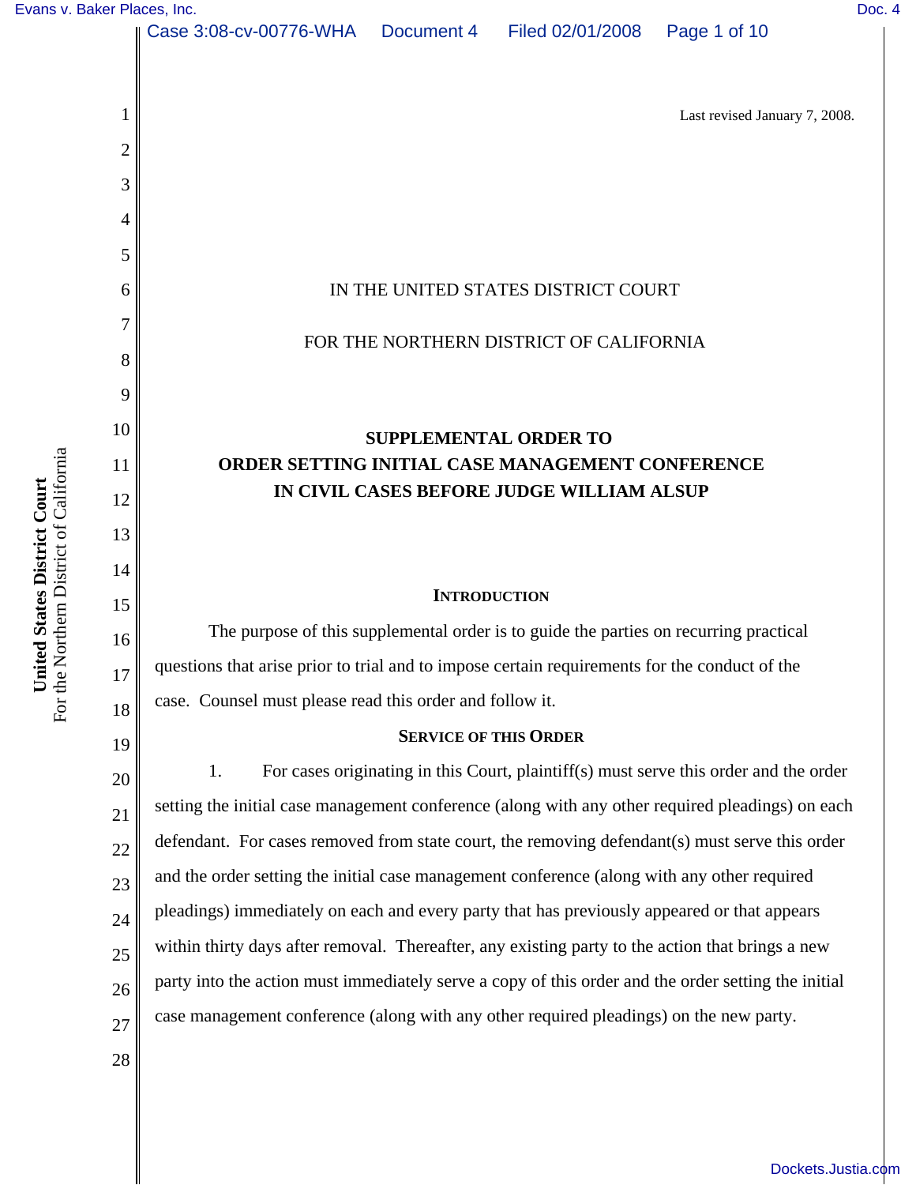Last revised January 7, 2008.

IN THE UNITED STATES DISTRICT COURT

FOR THE NORTHERN DISTRICT OF CALIFORNIA

**SUPPLEMENTAL ORDER TO ORDER SETTING INITIAL CASE MANAGEMENT CONFERENCE IN CIVIL CASES BEFORE JUDGE WILLIAM ALSUP**

## INTRODUCTION

The purpose of this supplemental order is to guide the parties on recurring practical questions that arise prior to trial and to impose certain requirements for the conduct of the case. Counsel must please read this order and follow it.

## SERVICE OF THIS ORDER

1. For cases originating in this Court, plaintiff(s) must serve this order and the order setting the initial case management conference (along with any other required pleadings) on each defendant. For cases removed from state court, the removing defendant(s) must serve this order and the order setting the initial case management conference (along with any other required pleadings) immediately on each and every party that has previously appeared or that appears within thirty days after removal. Thereafter, any existing party to the action that brings a new party into the action must immediately serve a copy of this order and the order setting the initial case management conference (along with any other required pleadings) on the new party.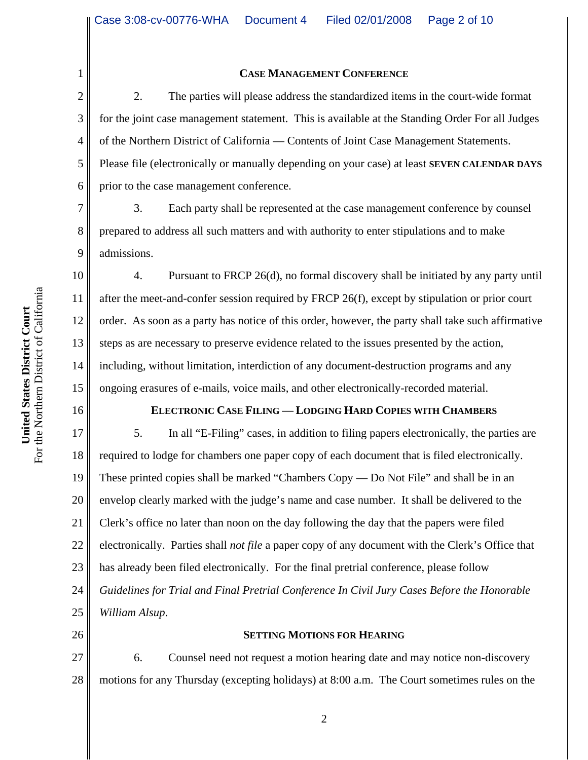## CASE MANAGEMENT CONFERENCE

2. The parties will please address the standardized items in the court-wide format for the joint case management statement. This is available at the Standing Order For all Judges of the Northern District of California — Contents of Joint Case Management Statements. Please file (electronically or manually depending on your case) at least **SEVEN CALENDAR DAYS** prior to the case management conference.

3. Each party shall be represented at the case management conference by counsel prepared to address all such matters and with authority to enter stipulations and to make admissions.

4. Pursuant to FRCP 26(d), no formal discovery shall be initiated by any party until after the meet-and-confer session required by FRCP 26(f), except by stipulation or prior court order. As soon as a party has notice of this order, however, the party shall take such affirmative steps as are necessary to preserve evidence related to the issues presented by the action, including, without limitation, interdiction of any document-destruction programs and any ongoing erasures of e-mails, voice mails, and other electronically-recorded material.

## ELECTRONIC CASE FILING — LODGING HARD COPIES WITH CHAMBERS

5. In all "E-Filing" cases, in addition to filing papers electronically, the parties are required to lodge for chambers one paper copy of each document that is filed electronically. These printed copies shall be marked "Chambers Copy — Do Not File" and shall be in an envelop clearly marked with the judge's name and case number. It shall be delivered to the Clerk's office no later than noon on the day following the day that the papers were filed electronically. Parties shall *not file* a paper copy of any document with the Clerk's Office that has already been filed electronically. For the final pretrial conference, please follow *Guidelines for Trial and Final Pretrial Conference In Civil Jury Cases Before the Honorable William Alsup*.

## SETTING MOTIONS FOR HEARING

6. Counsel need not request a motion hearing date and may notice non-discovery motions for any Thursday (excepting holidays) at 8:00 a.m. The Court sometimes rules on the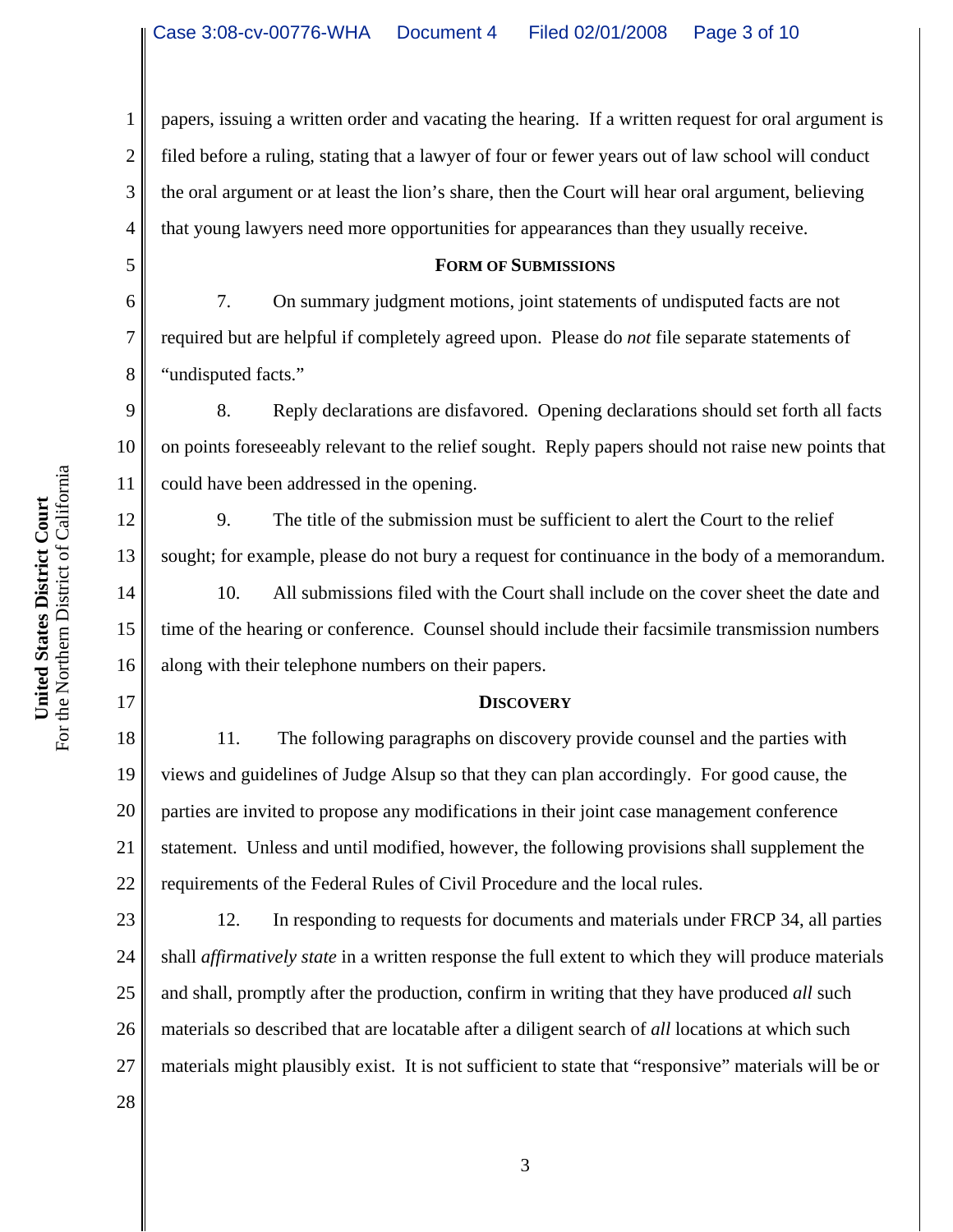papers, issuing a written order and vacating the hearing. If a written request for oral argument is filed before a ruling, stating that a lawyer of four or fewer years out of law school will conduct the oral argument or at least the lion's share, then the Court will hear oral argument, believing that young lawyers need more opportunities for appearances than they usually receive.

**FORM OF SUBMISSIONS**

7. On summary judgment motions, joint statements of undisputed facts are not required but are helpful if completely agreed upon. Please do *not* file separate statements of "undisputed facts."

8. Reply declarations are disfavored. Opening declarations should set forth all facts on points foreseeably relevant to the relief sought. Reply papers should not raise new points that could have been addressed in the opening.

9. The title of the submission must be sufficient to alert the Court to the relief sought; for example, please do not bury a request for continuance in the body of a memorandum.

10. All submissions filed with the Court shall include on the cover sheet the date and time of the hearing or conference. Counsel should include their facsimile transmission numbers along with their telephone numbers on their papers.

**DISCOVERY**

11. The following paragraphs on discovery provide counsel and the parties with views and guidelines of Judge Alsup so that they can plan accordingly. For good cause, the parties are invited to propose any modifications in their joint case management conference statement. Unless and until modified, however, the following provisions shall supplement the requirements of the Federal Rules of Civil Procedure and the local rules.

12. In responding to requests for documents and materials under FRCP 34, all parties shall *affirmatively state* in a written response the full extent to which they will produce materials and shall, promptly after the production, confirm in writing that they have produced *all* such materials so described that are locatable after a diligent search of *all* locations at which such materials might plausibly exist. It is not sufficient to state that "responsive" materials will be or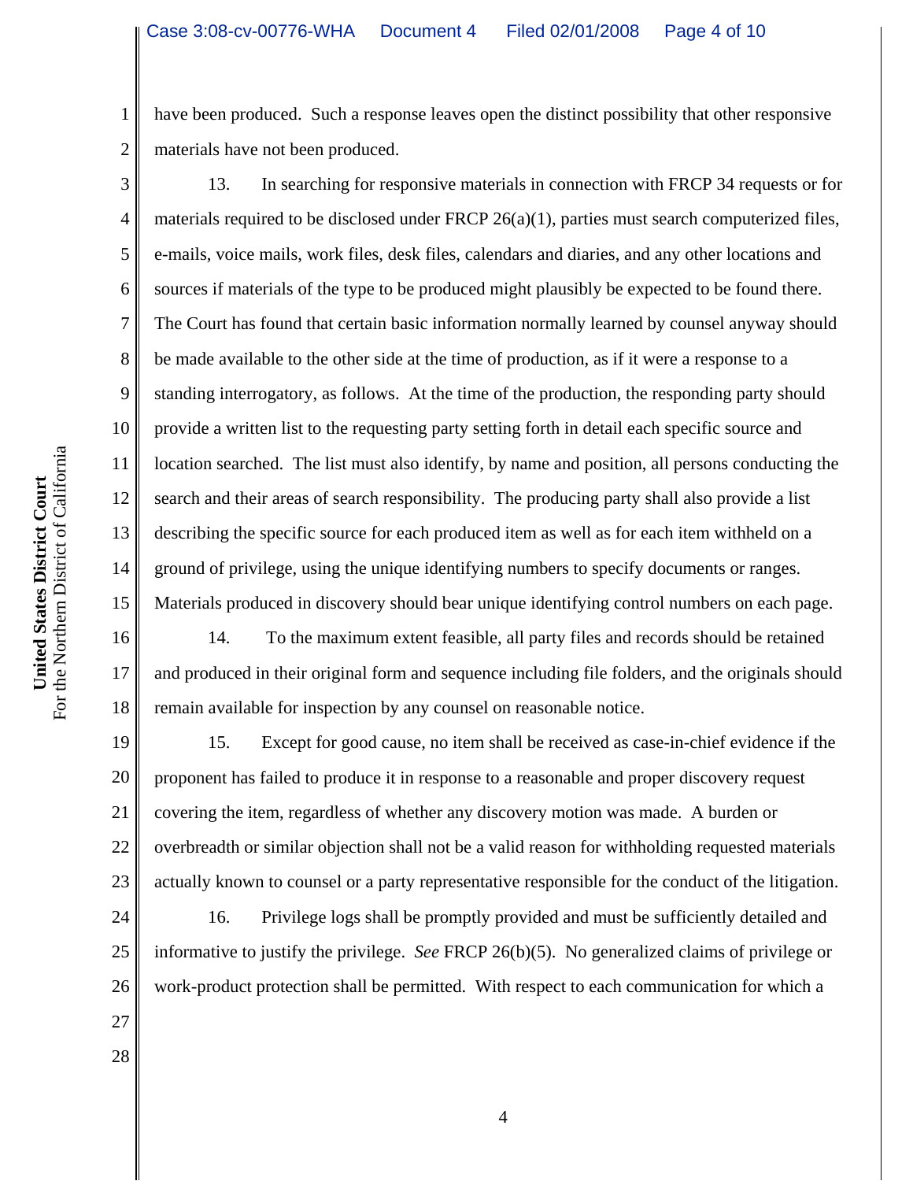have been produced. Such a response leaves open the distinct possibility that other responsive materials have not been produced.

13. In searching for responsive materials in connection with FRCP 34 requests or for materials required to be disclosed under FRCP 26(a)(1), parties must search computerized files, e-mails, voice mails, work files, desk files, calendars and diaries, and any other locations and sources if materials of the type to be produced might plausibly be expected to be found there. The Court has found that certain basic information normally learned by counsel anyway should be made available to the other side at the time of production, as if it were a response to a standing interrogatory, as follows. At the time of the production, the responding party should provide a written list to the requesting party setting forth in detail each specific source and location searched. The list must also identify, by name and position, all persons conducting the search and their areas of search responsibility. The producing party shall also provide a list describing the specific source for each produced item as well as for each item withheld on a ground of privilege, using the unique identifying numbers to specify documents or ranges. Materials produced in discovery should bear unique identifying control numbers on each page.

14. To the maximum extent feasible, all party files and records should be retained and produced in their original form and sequence including file folders, and the originals should remain available for inspection by any counsel on reasonable notice.

15. Except for good cause, no item shall be received as case-in-chief evidence if the proponent has failed to produce it in response to a reasonable and proper discovery request covering the item, regardless of whether any discovery motion was made. A burden or overbreadth or similar objection shall not be a valid reason for withholding requested materials actually known to counsel or a party representative responsible for the conduct of the litigation.

16. Privilege logs shall be promptly provided and must be sufficiently detailed and informative to justify the privilege. *See* FRCP 26(b)(5). No generalized claims of privilege or work-product protection shall be permitted. With respect to each communication for which a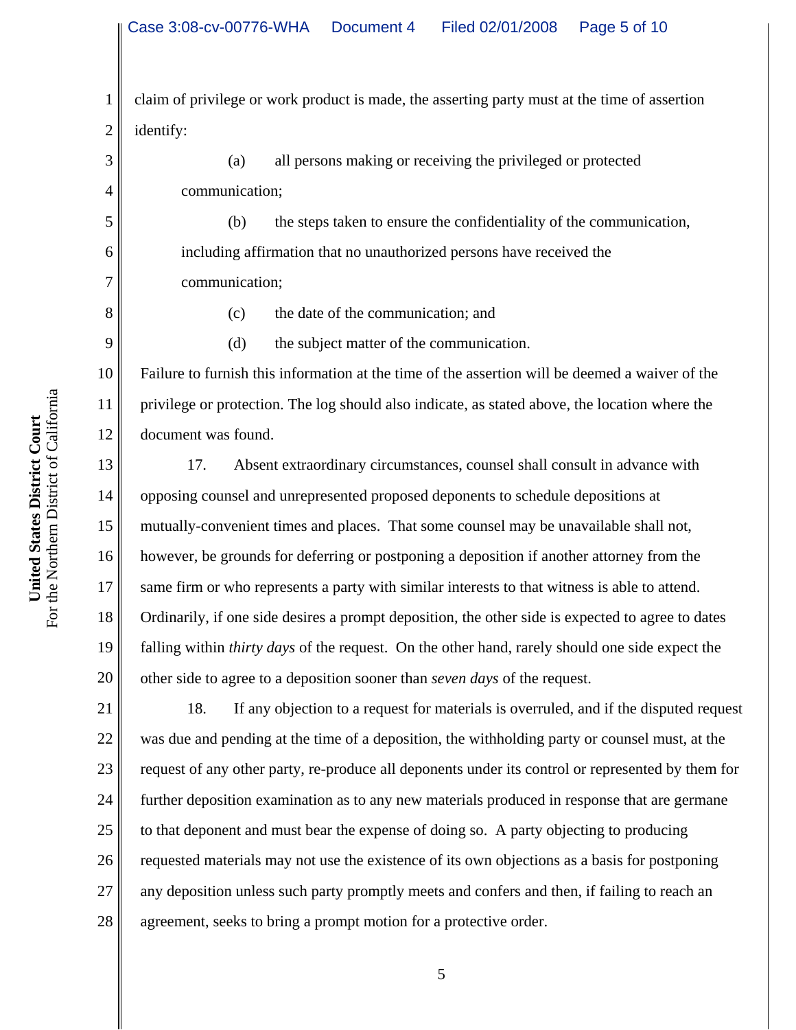claim of privilege or work product is made, the asserting party must at the time of assertion identify:

(a) all persons making or receiving the privileged or protected communication;

(b) the steps taken to ensure the confidentiality of the communication, including affirmation that no unauthorized persons have received the communication;

(c) the date of the communication; and

(d) the subject matter of the communication.

Failure to furnish this information at the time of the assertion will be deemed a waiver of the privilege or protection. The log should also indicate, as stated above, the location where the document was found.

17. Absent extraordinary circumstances, counsel shall consult in advance with opposing counsel and unrepresented proposed deponents to schedule depositions at mutually-convenient times and places. That some counsel may be unavailable shall not, however, be grounds for deferring or postponing a deposition if another attorney from the same firm or who represents a party with similar interests to that witness is able to attend. Ordinarily, if one side desires a prompt deposition, the other side is expected to agree to dates falling within *thirty days* of the request. On the other hand, rarely should one side expect the other side to agree to a deposition sooner than *seven days* of the request.

18. If any objection to a request for materials is overruled, and if the disputed request was due and pending at the time of a deposition, the withholding party or counsel must, at the request of any other party, re-produce all deponents under its control or represented by them for further deposition examination as to any new materials produced in response that are germane to that deponent and must bear the expense of doing so. A party objecting to producing requested materials may not use the existence of its own objections as a basis for postponing any deposition unless such party promptly meets and confers and then, if failing to reach an agreement, seeks to bring a prompt motion for a protective order.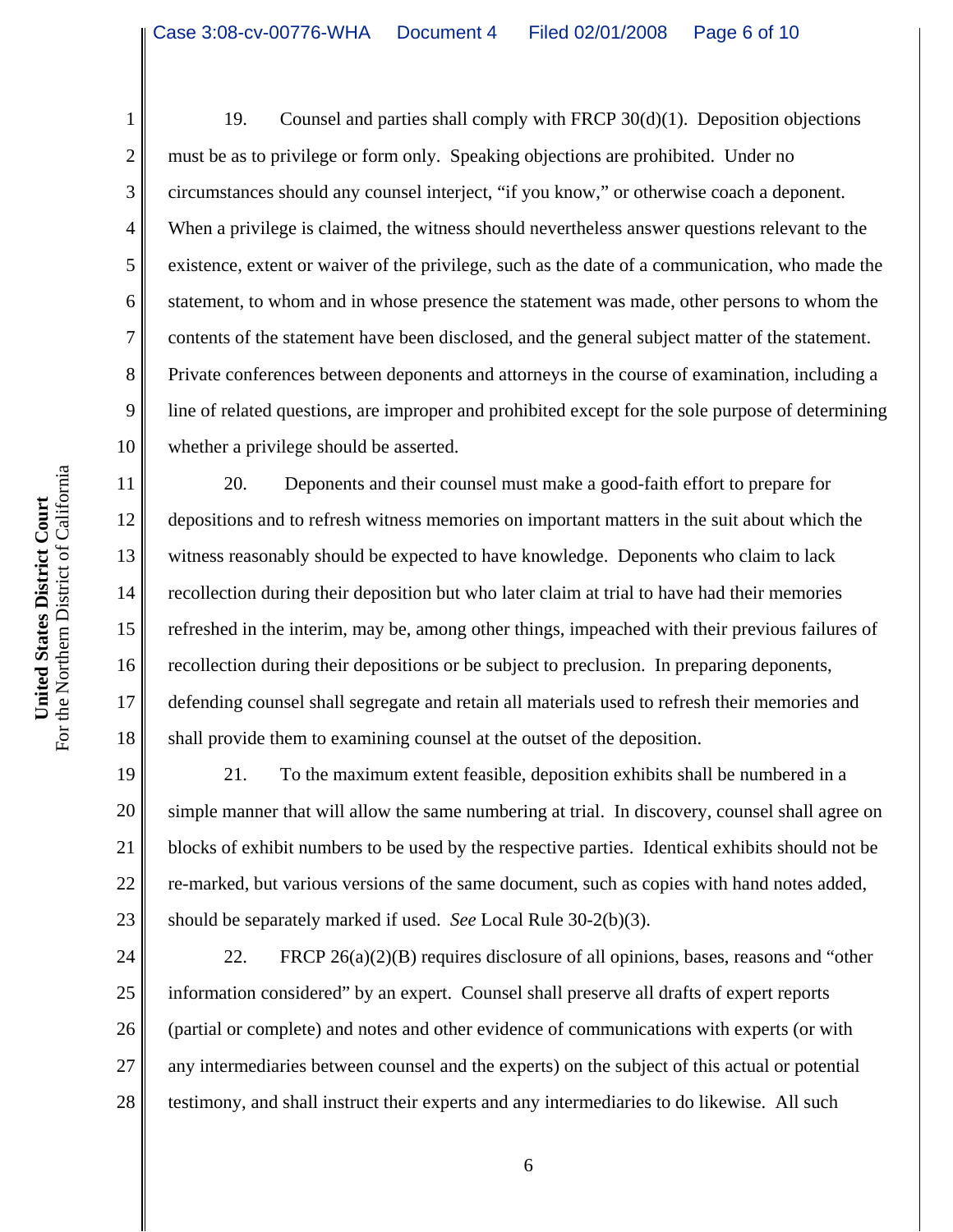19. Counsel and parties shall comply with FRCP 30(d)(1). Deposition objections must be as to privilege or form only. Speaking objections are prohibited. Under no circumstances should any counsel interject, "if you know," or otherwise coach a deponent. When a privilege is claimed, the witness should nevertheless answer questions relevant to the existence, extent or waiver of the privilege, such as the date of a communication, who made the statement, to whom and in whose presence the statement was made, other persons to whom the contents of the statement have been disclosed, and the general subject matter of the statement. Private conferences between deponents and attorneys in the course of examination, including a line of related questions, are improper and prohibited except for the sole purpose of determining whether a privilege should be asserted.

20. Deponents and their counsel must make a good-faith effort to prepare for depositions and to refresh witness memories on important matters in the suit about which the witness reasonably should be expected to have knowledge. Deponents who claim to lack recollection during their deposition but who later claim at trial to have had their memories refreshed in the interim, may be, among other things, impeached with their previous failures of recollection during their depositions or be subject to preclusion. In preparing deponents, defending counsel shall segregate and retain all materials used to refresh their memories and shall provide them to examining counsel at the outset of the deposition.

21. To the maximum extent feasible, deposition exhibits shall be numbered in a simple manner that will allow the same numbering at trial. In discovery, counsel shall agree on blocks of exhibit numbers to be used by the respective parties. Identical exhibits should not be re-marked, but various versions of the same document, such as copies with hand notes added, should be separately marked if used. *See* Local Rule 30-2(b)(3).

22. FRCP 26(a)(2)(B) requires disclosure of all opinions, bases, reasons and "other information considered" by an expert. Counsel shall preserve all drafts of expert reports (partial or complete) and notes and other evidence of communications with experts (or with any intermediaries between counsel and the experts) on the subject of this actual or potential testimony, and shall instruct their experts and any intermediaries to do likewise. All such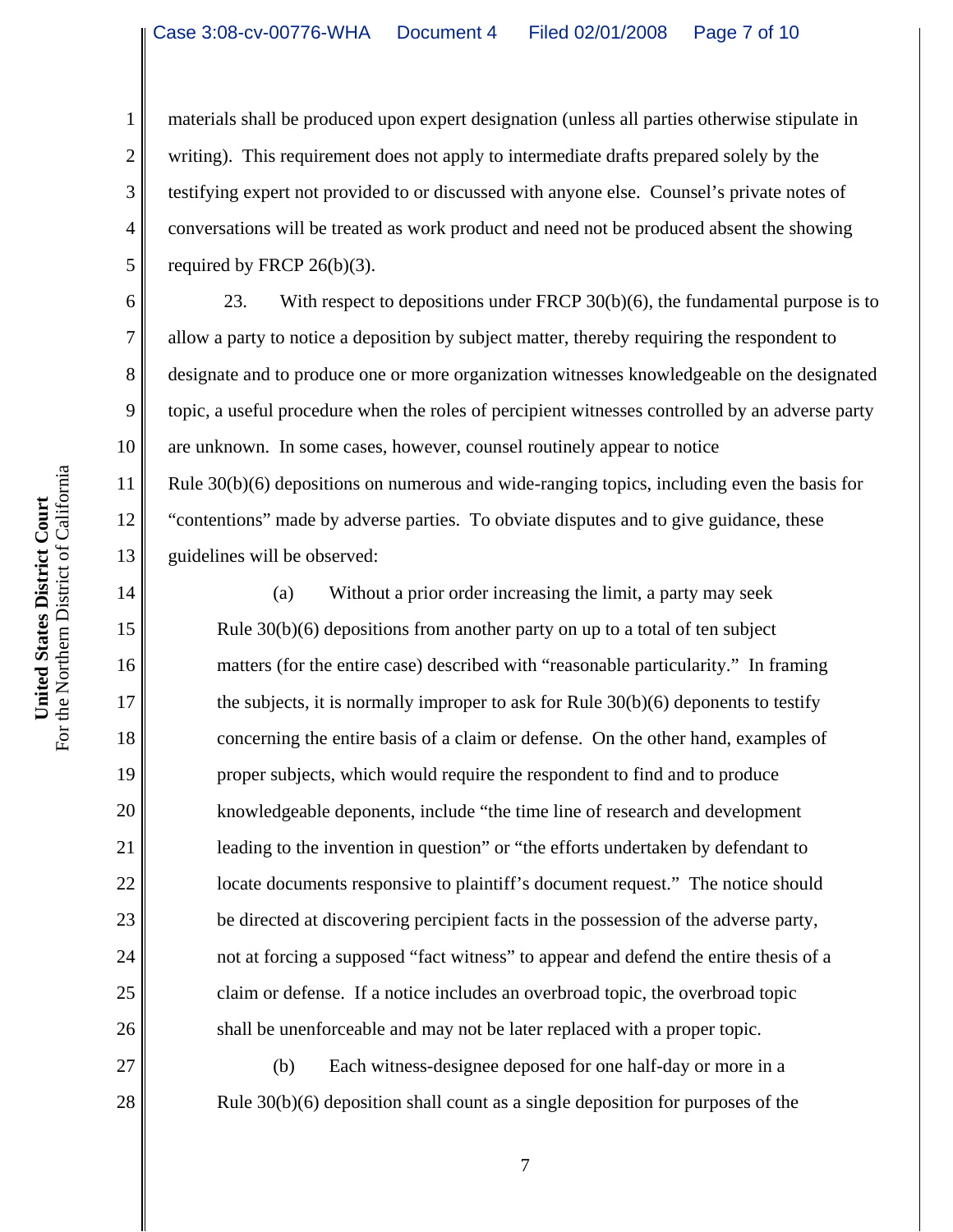materials shall be produced upon expert designation (unless all parties otherwise stipulate in writing). This requirement does not apply to intermediate drafts prepared solely by the testifying expert not provided to or discussed with anyone else. Counsel's private notes of conversations will be treated as work product and need not be produced absent the showing required by FRCP 26(b)(3).

23. With respect to depositions under FRCP 30(b)(6), the fundamental purpose is to allow a party to notice a deposition by subject matter, thereby requiring the respondent to designate and to produce one or more organization witnesses knowledgeable on the designated topic, a useful procedure when the roles of percipient witnesses controlled by an adverse party are unknown. In some cases, however, counsel routinely appear to notice Rule 30(b)(6) depositions on numerous and wide-ranging topics, including even the basis for "contentions" made by adverse parties. To obviate disputes and to give guidance, these guidelines will be observed:

(a) Without a prior order increasing the limit, a party may seek Rule 30(b)(6) depositions from another party on up to a total of ten subject matters (for the entire case) described with "reasonable particularity." In framing the subjects, it is normally improper to ask for Rule 30(b)(6) deponents to testify concerning the entire basis of a claim or defense. On the other hand, examples of proper subjects, which would require the respondent to find and to produce knowledgeable deponents, include "the time line of research and development leading to the invention in question" or "the efforts undertaken by defendant to locate documents responsive to plaintiff's document request." The notice should be directed at discovering percipient facts in the possession of the adverse party, not at forcing a supposed "fact witness" to appear and defend the entire thesis of a claim or defense. If a notice includes an overbroad topic, the overbroad topic shall be unenforceable and may not be later replaced with a proper topic.

(b) Each witness-designee deposed for one half-day or more in a Rule 30(b)(6) deposition shall count as a single deposition for purposes of the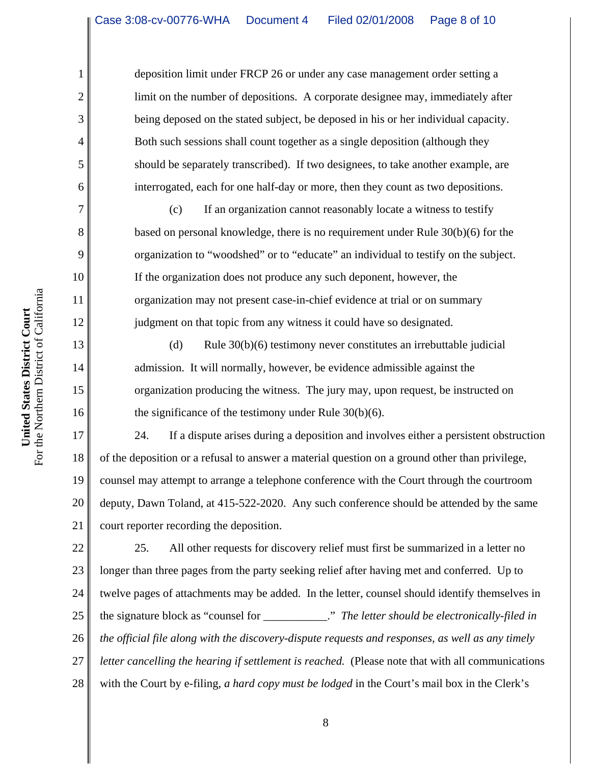deposition limit under FRCP 26 or under any case management order setting a limit on the number of depositions. A corporate designee may, immediately after being deposed on the stated subject, be deposed in his or her individual capacity. Both such sessions shall count together as a single deposition (although they should be separately transcribed). If two designees, to take another example, are interrogated, each for one half-day or more, then they count as two depositions.

(c) If an organization cannot reasonably locate a witness to testify based on personal knowledge, there is no requirement under Rule 30(b)(6) for the organization to "woodshed" or to "educate" an individual to testify on the subject. If the organization does not produce any such deponent, however, the organization may not present case-in-chief evidence at trial or on summary judgment on that topic from any witness it could have so designated.

(d) Rule 30(b)(6) testimony never constitutes an irrebuttable judicial admission. It will normally, however, be evidence admissible against the organization producing the witness. The jury may, upon request, be instructed on the significance of the testimony under Rule 30(b)(6).

24. If a dispute arises during a deposition and involves either a persistent obstruction of the deposition or a refusal to answer a material question on a ground other than privilege, counsel may attempt to arrange a telephone conference with the Court through the courtroom deputy, Dawn Toland, at 415-522-2020. Any such conference should be attended by the same court reporter recording the deposition.

25. All other requests for discovery relief must first be summarized in a letter no longer than three pages from the party seeking relief after having met and conferred. Up to twelve pages of attachments may be added. In the letter, counsel should identify themselves in the signature block as "counsel for ___________." *The letter should be electronically-filed in the official file along with the discovery-dispute requests and responses, as well as any timely letter cancelling the hearing if settlement is reached.* (Please note that with all communications with the Court by e-filing, *a hard copy must be lodged* in the Court's mail box in the Clerk's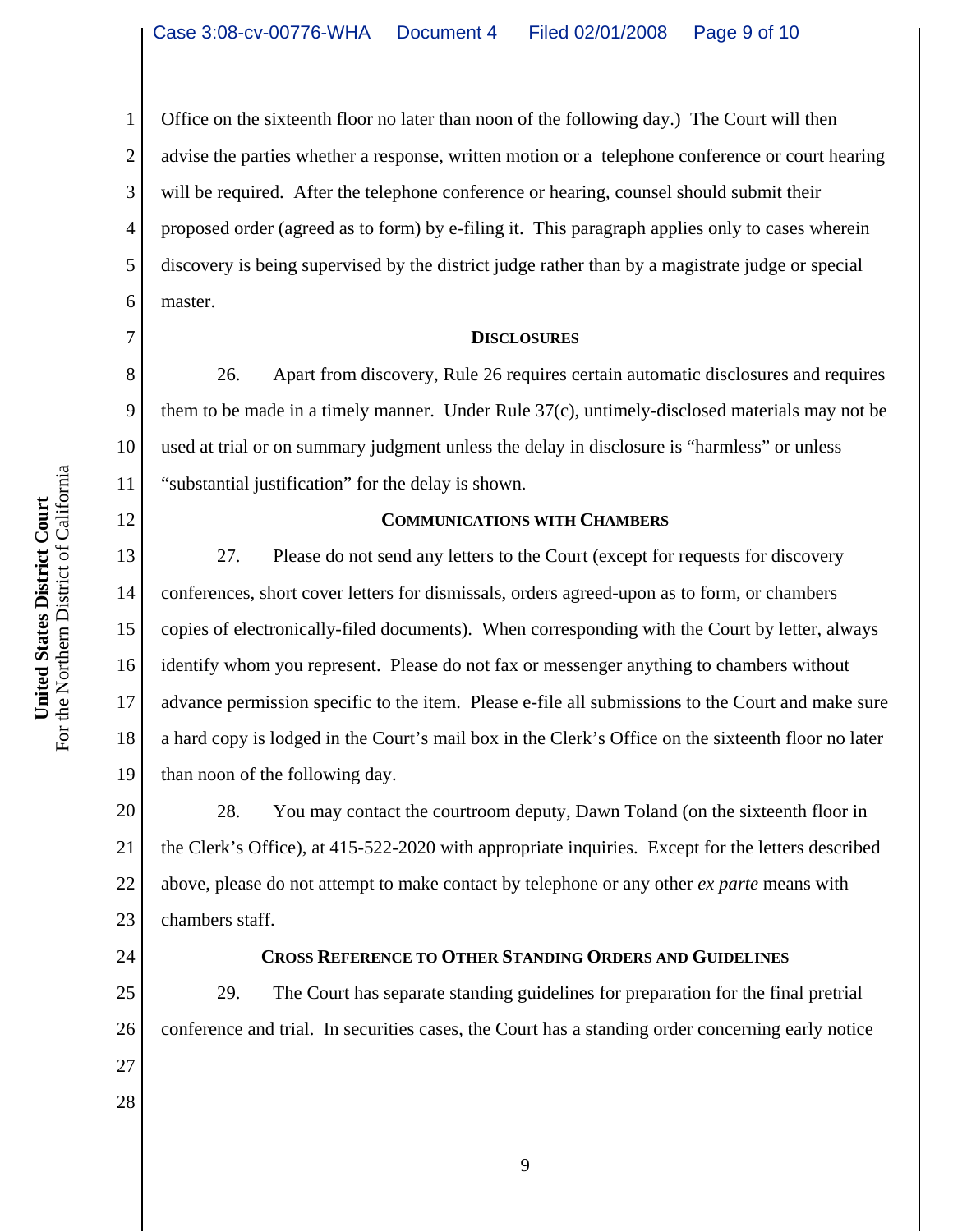Office on the sixteenth floor no later than noon of the following day.) The Court will then advise the parties whether a response, written motion or a telephone conference or court hearing will be required. After the telephone conference or hearing, counsel should submit their proposed order (agreed as to form) by e-filing it. This paragraph applies only to cases wherein discovery is being supervised by the district judge rather than by a magistrate judge or special master.

### DISCLOSURES

26. Apart from discovery, Rule 26 requires certain automatic disclosures and requires them to be made in a timely manner. Under Rule 37(c), untimely-disclosed materials may not be used at trial or on summary judgment unless the delay in disclosure is "harmless" or unless "substantial justification" for the delay is shown.

### COMMUNICATIONS WITH CHAMBERS

27. Please do not send any letters to the Court (except for requests for discovery conferences, short cover letters for dismissals, orders agreed-upon as to form, or chambers copies of electronically-filed documents). When corresponding with the Court by letter, always identify whom you represent. Please do not fax or messenger anything to chambers without advance permission specific to the item. Please e-file all submissions to the Court and make sure a hard copy is lodged in the Court's mail box in the Clerk's Office on the sixteenth floor no later than noon of the following day.

28. You may contact the courtroom deputy, Dawn Toland (on the sixteenth floor in the Clerk's Office), at 415-522-2020 with appropriate inquiries. Except for the letters described above, please do not attempt to make contact by telephone or any other *ex parte* means with chambers staff.

### CROSS REFERENCE TO OTHER STANDING ORDERS AND GUIDELINES

29. The Court has separate standing guidelines for preparation for the final pretrial conference and trial. In securities cases, the Court has a standing order concerning early notice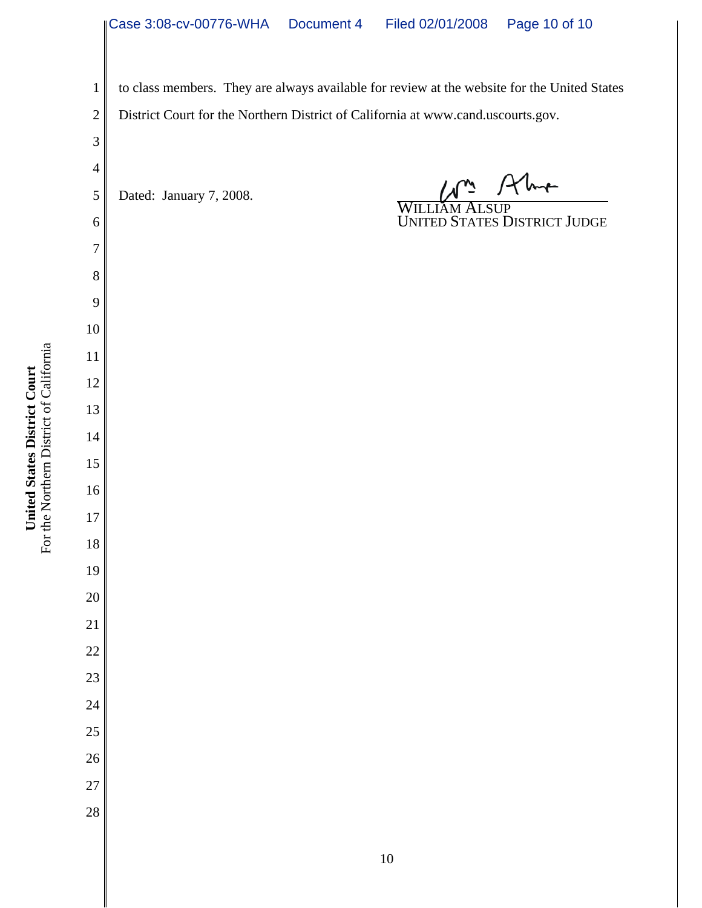to class members. They are always available for review at the website for the United States District Court for the Northern District of California at www.cand.uscourts.gov.

Dated: January 7, 2008.

WILLIAM ALSUP
UNITED STATES DISTRICT JUDGE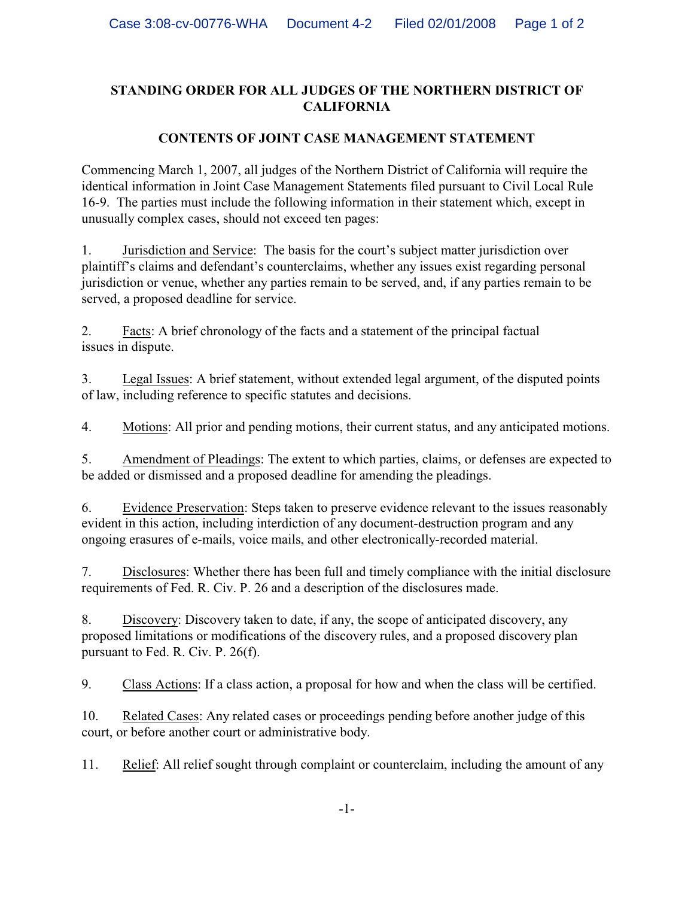## STANDING ORDER FOR ALL JUDGES OF THE NORTHERN DISTRICT OF CALIFORNIA

## CONTENTS OF JOINT CASE MANAGEMENT STATEMENT

Commencing March 1, 2007, all judges of the Northern District of California will require the identical information in Joint Case Management Statements filed pursuant to Civil Local Rule 16-9. The parties must include the following information in their statement which, except in unusually complex cases, should not exceed ten pages:

1. Jurisdiction and Service: The basis for the court's subject matter jurisdiction over plaintiff's claims and defendant's counterclaims, whether any issues exist regarding personal jurisdiction or venue, whether any parties remain to be served, and, if any parties remain to be served, a proposed deadline for service.

2. Facts: A brief chronology of the facts and a statement of the principal factual issues in dispute.

3. Legal Issues: A brief statement, without extended legal argument, of the disputed points of law, including reference to specific statutes and decisions.

4. Motions: All prior and pending motions, their current status, and any anticipated motions.

5. Amendment of Pleadings: The extent to which parties, claims, or defenses are expected to be added or dismissed and a proposed deadline for amending the pleadings.

6. Evidence Preservation: Steps taken to preserve evidence relevant to the issues reasonably evident in this action, including interdiction of any document-destruction program and any ongoing erasures of e-mails, voice mails, and other electronically-recorded material.

7. Disclosures: Whether there has been full and timely compliance with the initial disclosure requirements of Fed. R. Civ. P. 26 and a description of the disclosures made.

8. Discovery: Discovery taken to date, if any, the scope of anticipated discovery, any proposed limitations or modifications of the discovery rules, and a proposed discovery plan pursuant to Fed. R. Civ. P. 26(f).

9. Class Actions: If a class action, a proposal for how and when the class will be certified.

10. Related Cases: Any related cases or proceedings pending before another judge of this court, or before another court or administrative body.

11. Relief: All relief sought through complaint or counterclaim, including the amount of any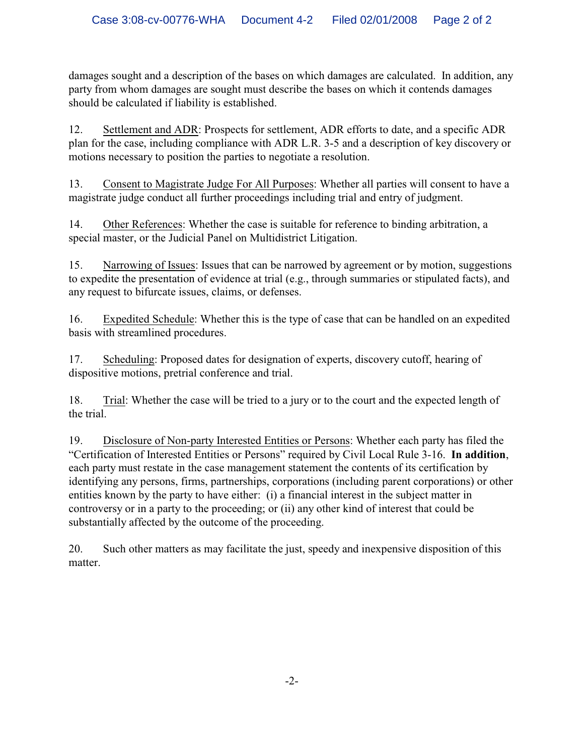damages sought and a description of the bases on which damages are calculated. In addition, any party from whom damages are sought must describe the bases on which it contends damages should be calculated if liability is established.

12. <u>Settlement and ADR</u>: Prospects for settlement, ADR efforts to date, and a specific ADR plan for the case, including compliance with ADR L.R. 3-5 and a description of key discovery or motions necessary to position the parties to negotiate a resolution.

13. <u>Consent to Magistrate Judge For All Purposes</u>: Whether all parties will consent to have a magistrate judge conduct all further proceedings including trial and entry of judgment.

14. <u>Other References</u>: Whether the case is suitable for reference to binding arbitration, a special master, or the Judicial Panel on Multidistrict Litigation.

15. <u>Narrowing of Issues</u>: Issues that can be narrowed by agreement or by motion, suggestions to expedite the presentation of evidence at trial (e.g., through summaries or stipulated facts), and any request to bifurcate issues, claims, or defenses.

16. <u>Expedited Schedule</u>: Whether this is the type of case that can be handled on an expedited basis with streamlined procedures.

17. <u>Scheduling</u>: Proposed dates for designation of experts, discovery cutoff, hearing of dispositive motions, pretrial conference and trial.

18. <u>Trial</u>: Whether the case will be tried to a jury or to the court and the expected length of the trial.

19. <u>Disclosure of Non-party Interested Entities or Persons</u>: Whether each party has filed the "Certification of Interested Entities or Persons" required by Civil Local Rule 3-16. **In addition**, each party must restate in the case management statement the contents of its certification by identifying any persons, firms, partnerships, corporations (including parent corporations) or other entities known by the party to have either: (i) a financial interest in the subject matter in controversy or in a party to the proceeding; or (ii) any other kind of interest that could be substantially affected by the outcome of the proceeding.

20. Such other matters as may facilitate the just, speedy and inexpensive disposition of this matter.